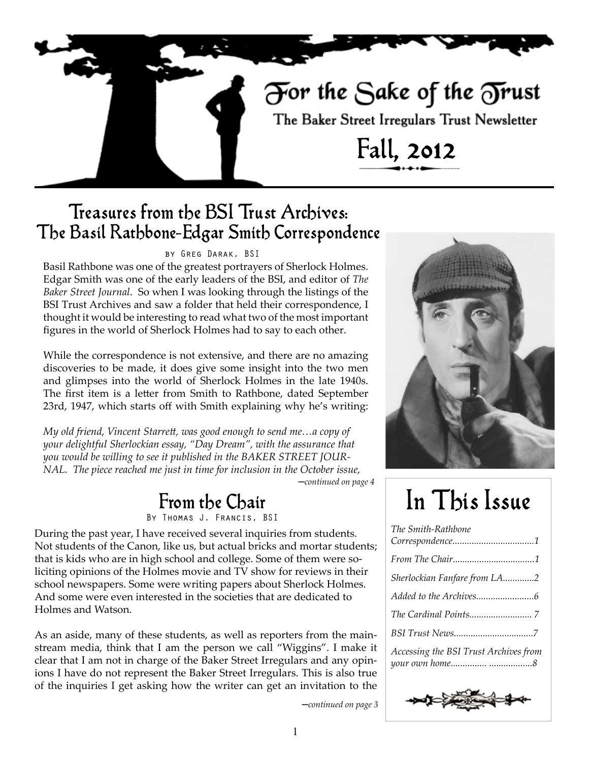# For the Sake of the Trust

The Baker Street Irregulars Trust Newsletter

Fall, 2012

## Treasures from the BSI Trust Archives: The Basil Rathbone-Edgar Smith Correspondence

by Greg Darak, BSI

Basil Rathbone was one of the greatest portrayers of Sherlock Holmes. Edgar Smith was one of the early leaders of the BSI, and editor of *The Baker Street Journal*. So when I was looking through the listings of the BSI Trust Archives and saw a folder that held their correspondence, I thought it would be interesting to read what two of the most important figures in the world of Sherlock Holmes had to say to each other.

While the correspondence is not extensive, and there are no amazing discoveries to be made, it does give some insight into the two men and glimpses into the world of Sherlock Holmes in the late 1940s. The first item is a letter from Smith to Rathbone, dated September 23rd, 1947, which starts off with Smith explaining why he's writing:

*My old friend, Vincent Starrett, was good enough to send me…a copy of your delightful Sherlockian essay, "Day Dream", with the assurance that you would be willing to see it published in the BAKER STREET JOURNAL. The piece reached me just in time for inclusion in the October issue,*

*—continued on page 4*

## From the Chair

By Thomas J. Francis, BSI

During the past year, I have received several inquiries from students. Not students of the Canon, like us, but actual bricks and mortar students; that is kids who are in high school and college. Some of them were soliciting opinions of the Holmes movie and TV show for reviews in their school newspapers. Some were writing papers about Sherlock Holmes. And some were even interested in the societies that are dedicated to Holmes and Watson.

As an aside, many of these students, as well as reporters from the mainstream media, think that I am the person we call "Wiggins". I make it clear that I am not in charge of the Baker Street Irregulars and any opinions I have do not represent the Baker Street Irregulars. This is also true of the inquiries I get asking how the writer can get an invitation to the

*—continued on page 3*

## In This Issue

*The Smith-Rathbone Correspondence*..................................1

*From The Chair*..................................1

*Sherlockian Fanfare from LA*.............2

*Added to the Archives*........................6

*The Cardinal Points*.......................... 7

*BSI Trust News*.................................7

*Accessing the BSI Trust Archives from your own home*............... ..................8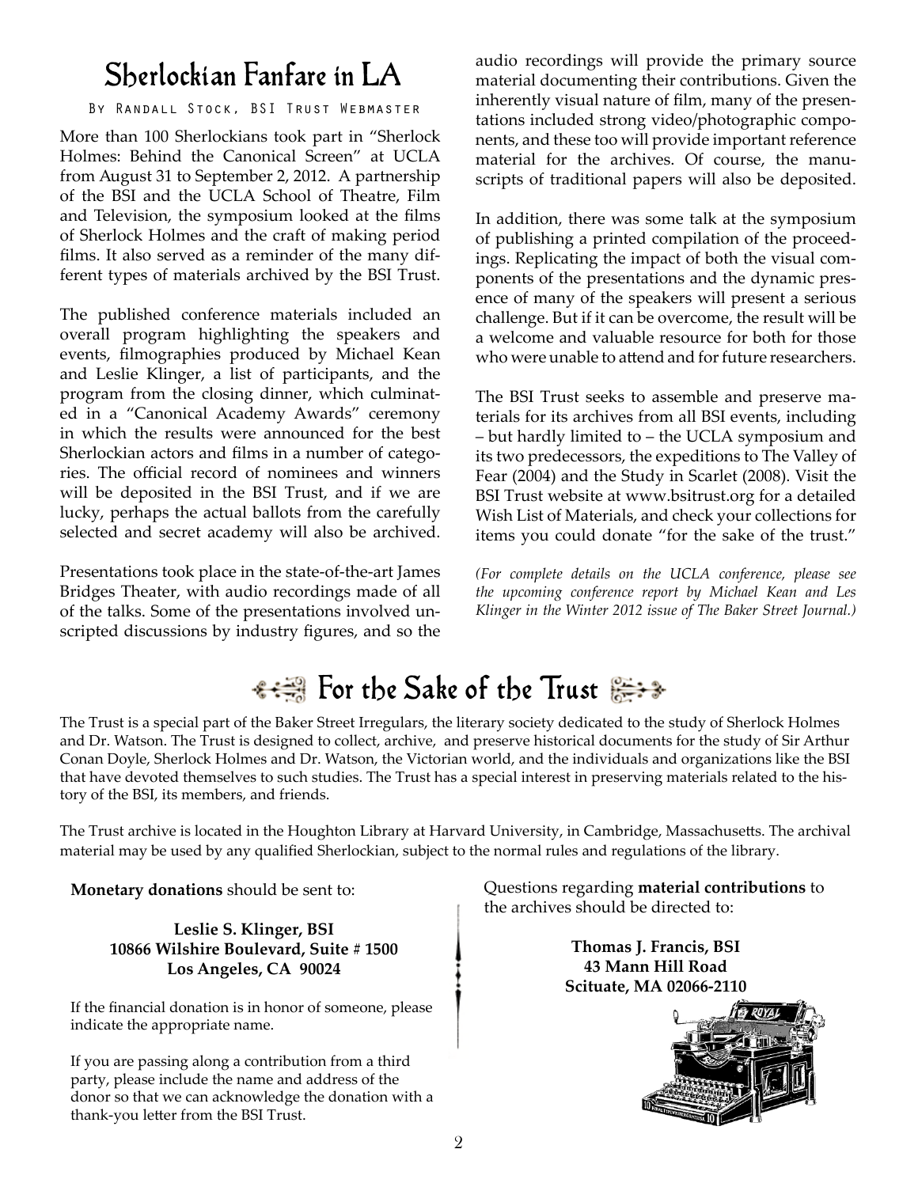## Sherlockian Fanfare in LA

By Randall Stock, BSI Trust Webmaster

More than 100 Sherlockians took part in "Sherlock Holmes: Behind the Canonical Screen" at UCLA from August 31 to September 2, 2012. A partnership of the BSI and the UCLA School of Theatre, Film and Television, the symposium looked at the films of Sherlock Holmes and the craft of making period films. It also served as a reminder of the many different types of materials archived by the BSI Trust.

The published conference materials included an overall program highlighting the speakers and events, filmographies produced by Michael Kean and Leslie Klinger, a list of participants, and the program from the closing dinner, which culminated in a "Canonical Academy Awards" ceremony in which the results were announced for the best Sherlockian actors and films in a number of categories. The official record of nominees and winners will be deposited in the BSI Trust, and if we are lucky, perhaps the actual ballots from the carefully selected and secret academy will also be archived.

Presentations took place in the state-of-the-art James Bridges Theater, with audio recordings made of all of the talks. Some of the presentations involved unscripted discussions by industry figures, and so the audio recordings will provide the primary source material documenting their contributions. Given the inherently visual nature of film, many of the presentations included strong video/photographic components, and these too will provide important reference material for the archives. Of course, the manuscripts of traditional papers will also be deposited.

In addition, there was some talk at the symposium of publishing a printed compilation of the proceedings. Replicating the impact of both the visual components of the presentations and the dynamic presence of many of the speakers will present a serious challenge. But if it can be overcome, the result will be a welcome and valuable resource for both for those who were unable to attend and for future researchers.

The BSI Trust seeks to assemble and preserve materials for its archives from all BSI events, including – but hardly limited to – the UCLA symposium and its two predecessors, the expeditions to The Valley of Fear (2004) and the Study in Scarlet (2008). Visit the BSI Trust website at www.bsitrust.org for a detailed Wish List of Materials, and check your collections for items you could donate "for the sake of the trust."

*(For complete details on the UCLA conference, please see the upcoming conference report by Michael Kean and Les Klinger in the Winter 2012 issue of The Baker Street Journal.)*

## For the Sake of the Trust

The Trust is a special part of the Baker Street Irregulars, the literary society dedicated to the study of Sherlock Holmes and Dr. Watson. The Trust is designed to collect, archive, and preserve historical documents for the study of Sir Arthur Conan Doyle, Sherlock Holmes and Dr. Watson, the Victorian world, and the individuals and organizations like the BSI that have devoted themselves to such studies. The Trust has a special interest in preserving materials related to the history of the BSI, its members, and friends.

The Trust archive is located in the Houghton Library at Harvard University, in Cambridge, Massachusetts. The archival material may be used by any qualified Sherlockian, subject to the normal rules and regulations of the library.

**Monetary donations** should be sent to:

**Leslie S. Klinger, BSI**
**10866 Wilshire Boulevard, Suite # 1500**
**Los Angeles, CA 90024**

If the financial donation is in honor of someone, please indicate the appropriate name.

If you are passing along a contribution from a third party, please include the name and address of the donor so that we can acknowledge the donation with a thank-you letter from the BSI Trust.

Questions regarding **material contributions** to the archives should be directed to:

**Thomas J. Francis, BSI**
**43 Mann Hill Road**
**Scituate, MA 02066-2110**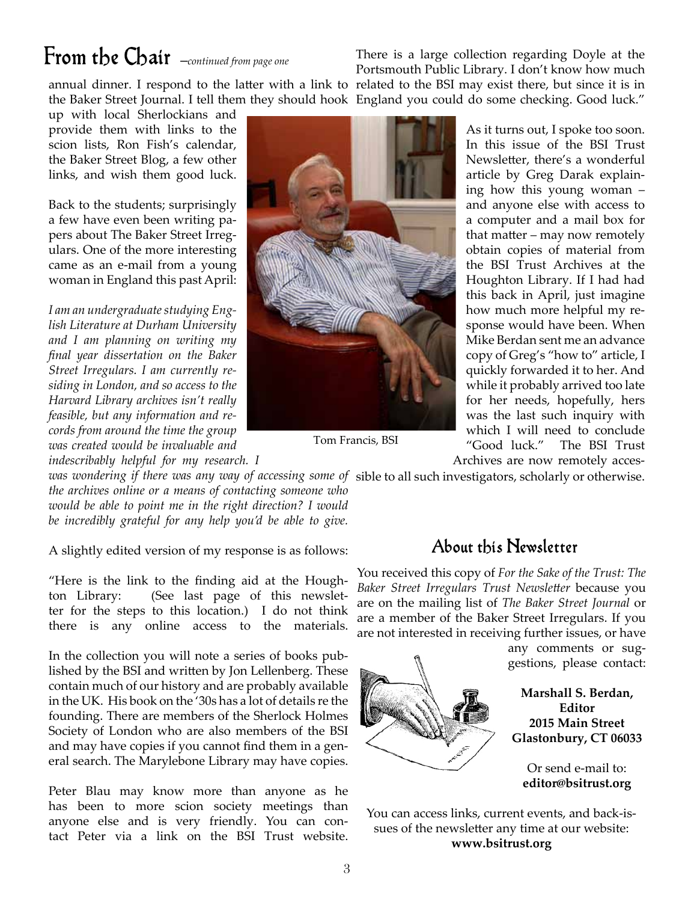## From the Chair *—continued from page one*

annual dinner. I respond to the latter with a link to the Baker Street Journal. I tell them they should hook up with local Sherlockians and provide them with links to the scion lists, Ron Fish's calendar, the Baker Street Blog, a few other links, and wish them good luck.

Back to the students; surprisingly a few have even been writing papers about The Baker Street Irregulars. One of the more interesting came as an e-mail from a young woman in England this past April:

*I am an undergraduate studying English Literature at Durham University and I am planning on writing my final year dissertation on the Baker Street Irregulars. I am currently residing in London, and so access to the Harvard Library archives isn't really feasible, but any information and records from around the time the group was created would be invaluable and indescribably helpful for my research. I was wondering if there was any way of accessing some of the archives online or a means of contacting someone who would be able to point me in the right direction? I would be incredibly grateful for any help you'd be able to give.*

Tom Francis, BSI

A slightly edited version of my response is as follows:

"Here is the link to the finding aid at the Houghton Library: (See last page of this newsletter for the steps to this location.) I do not think there is any online access to the materials.

In the collection you will note a series of books published by the BSI and written by Jon Lellenberg. These contain much of our history and are probably available in the UK. His book on the '30s has a lot of details re the founding. There are members of the Sherlock Holmes Society of London who are also members of the BSI and may have copies if you cannot find them in a general search. The Marylebone Library may have copies.

Peter Blau may know more than anyone as he has been to more scion society meetings than anyone else and is very friendly. You can contact Peter via a link on the BSI Trust website. There is a large collection regarding Doyle at the Portsmouth Public Library. I don't know how much related to the BSI may exist there, but since it is in England you could do some checking. Good luck."

As it turns out, I spoke too soon. In this issue of the BSI Trust Newsletter, there's a wonderful article by Greg Darak explaining how this young woman – and anyone else with access to a computer and a mail box for that matter – may now remotely obtain copies of material from the BSI Trust Archives at the Houghton Library. If I had had this back in April, just imagine how much more helpful my response would have been. When Mike Berdan sent me an advance copy of Greg's "how to" article, I quickly forwarded it to her. And while it probably arrived too late for her needs, hopefully, hers was the last such inquiry with which I will need to conclude "Good luck." The BSI Trust Archives are now remotely accessible to all such investigators, scholarly or otherwise.

## About this Newsletter

You received this copy of *For the Sake of the Trust: The Baker Street Irregulars Trust Newsletter* because you are on the mailing list of *The Baker Street Journal* or are a member of the Baker Street Irregulars. If you are not interested in receiving further issues, or have any comments or suggestions, please contact:

**Marshall S. Berdan, Editor**
**2015 Main Street**
**Glastonbury, CT 06033**

Or send e-mail to:
**editor@bsitrust.org**

You can access links, current events, and back-issues of the newsletter any time at our website:
**www.bsitrust.org**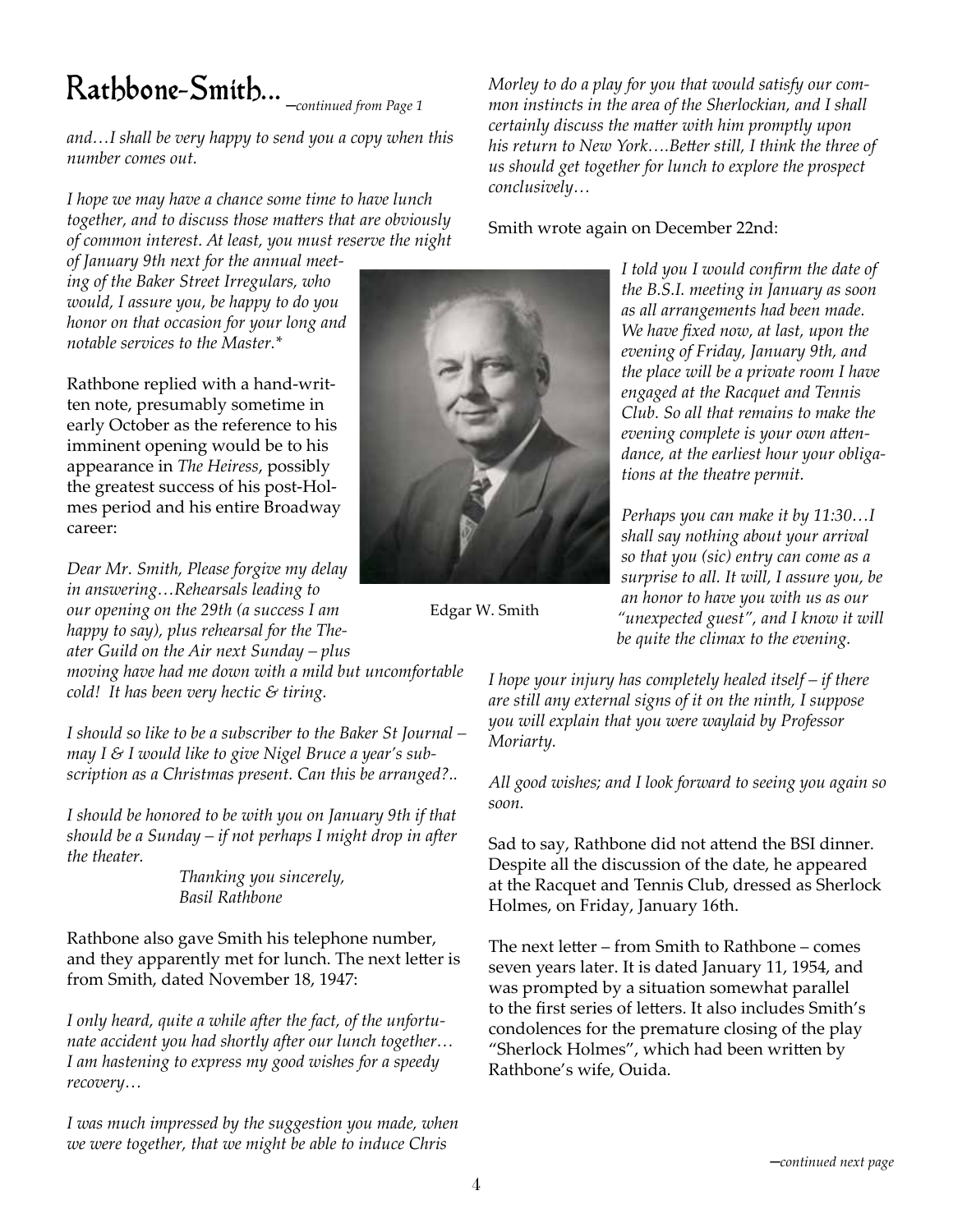# Rathbone-Smith... *—continued from Page 1*

*and…I shall be very happy to send you a copy when this number comes out.*

*I hope we may have a chance some time to have lunch together, and to discuss those matters that are obviously of common interest. At least, you must reserve the night of January 9th next for the annual meeting of the Baker Street Irregulars, who would, I assure you, be happy to do you honor on that occasion for your long and notable services to the Master.**

Rathbone replied with a hand-written note, presumably sometime in early October as the reference to his imminent opening would be to his appearance in *The Heiress*, possibly the greatest success of his post-Holmes period and his entire Broadway career:

*Dear Mr. Smith, Please forgive my delay in answering…Rehearsals leading to our opening on the 29th (a success I am happy to say), plus rehearsal for the Theater Guild on the Air next Sunday – plus moving have had me down with a mild but uncomfortable cold! It has been very hectic & tiring.*

*I should so like to be a subscriber to the Baker St Journal – may I & I would like to give Nigel Bruce a year's subscription as a Christmas present. Can this be arranged?..*

*I should be honored to be with you on January 9th if that should be a Sunday – if not perhaps I might drop in after the theater.*

*Thanking you sincerely,*
*Basil Rathbone*

Rathbone also gave Smith his telephone number, and they apparently met for lunch. The next letter is from Smith, dated November 18, 1947:

*I only heard, quite a while after the fact, of the unfortunate accident you had shortly after our lunch together… I am hastening to express my good wishes for a speedy recovery…*

*I was much impressed by the suggestion you made, when we were together, that we might be able to induce Chris Morley to do a play for you that would satisfy our common instincts in the area of the Sherlockian, and I shall certainly discuss the matter with him promptly upon his return to New York….Better still, I think the three of us should get together for lunch to explore the prospect conclusively…*

Smith wrote again on December 22nd:

*I told you I would confirm the date of the B.S.I. meeting in January as soon as all arrangements had been made. We have fixed now, at last, upon the evening of Friday, January 9th, and the place will be a private room I have engaged at the Racquet and Tennis Club. So all that remains to make the evening complete is your own attendance, at the earliest hour your obligations at the theatre permit.*

*Perhaps you can make it by 11:30…I shall say nothing about your arrival so that you (sic) entry can come as a surprise to all. It will, I assure you, be an honor to have you with us as our "unexpected guest", and I know it will be quite the climax to the evening.*

*I hope your injury has completely healed itself – if there are still any external signs of it on the ninth, I suppose you will explain that you were waylaid by Professor Moriarty.*

*All good wishes; and I look forward to seeing you again so soon.*

Edgar W. Smith

Sad to say, Rathbone did not attend the BSI dinner. Despite all the discussion of the date, he appeared at the Racquet and Tennis Club, dressed as Sherlock Holmes, on Friday, January 16th.

The next letter – from Smith to Rathbone – comes seven years later. It is dated January 11, 1954, and was prompted by a situation somewhat parallel to the first series of letters. It also includes Smith's condolences for the premature closing of the play "Sherlock Holmes", which had been written by Rathbone's wife, Ouida.

*—continued next page*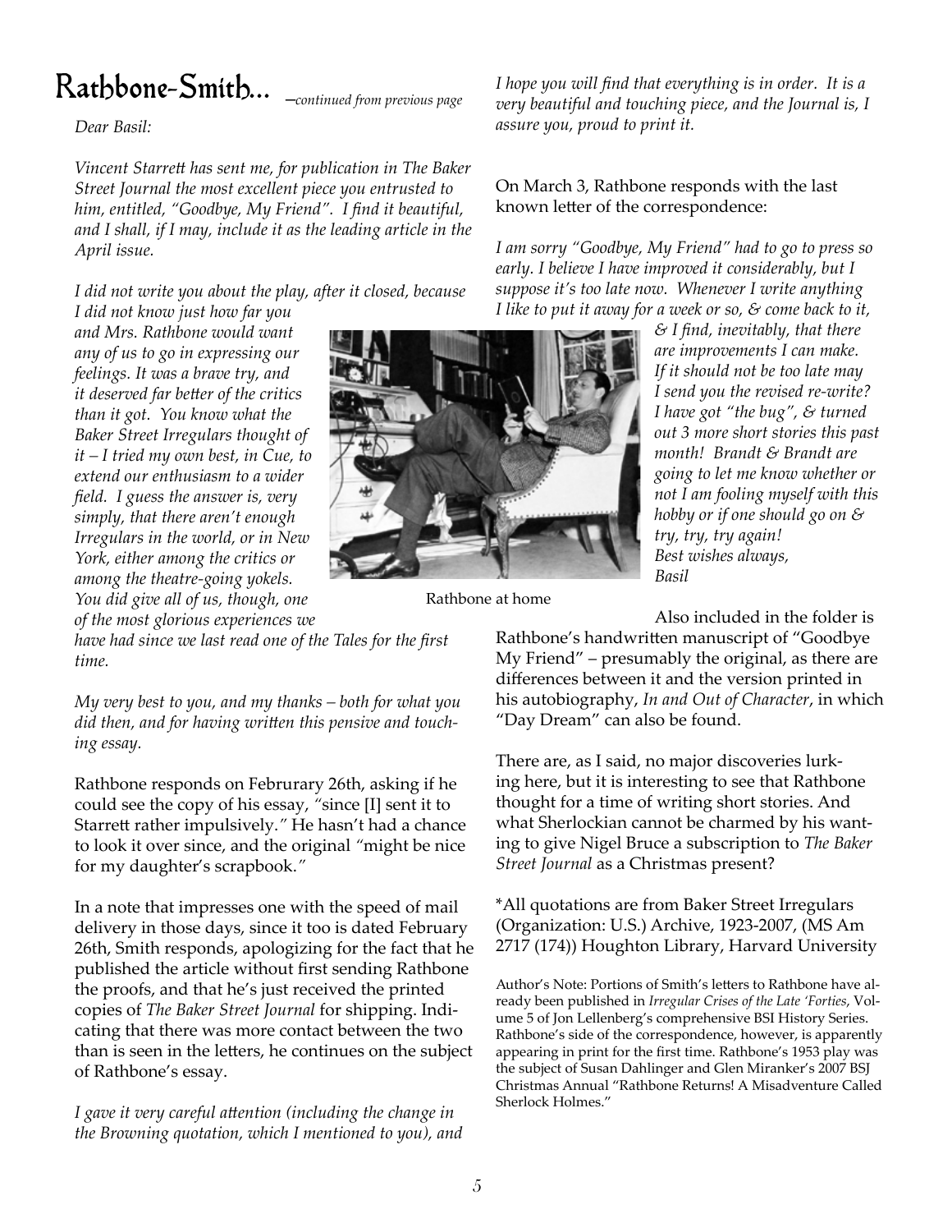# Rathbone-Smith... *—continued from previous page*

*Dear Basil:*

*Vincent Starrett has sent me, for publication in The Baker Street Journal the most excellent piece you entrusted to him, entitled, "Goodbye, My Friend". I find it beautiful, and I shall, if I may, include it as the leading article in the April issue.*

*I did not write you about the play, after it closed, because I did not know just how far you and Mrs. Rathbone would want any of us to go in expressing our feelings. It was a brave try, and it deserved far better of the critics than it got. You know what the Baker Street Irregulars thought of it – I tried my own best, in Cue, to extend our enthusiasm to a wider field. I guess the answer is, very simply, that there aren't enough Irregulars in the world, or in New York, either among the critics or among the theatre-going yokels. You did give all of us, though, one of the most glorious experiences we have had since we last read one of the Tales for the first time.*

*My very best to you, and my thanks – both for what you did then, and for having written this pensive and touching essay.*

Rathbone responds on Februrary 26th, asking if he could see the copy of his essay, "since [I] sent it to Starrett rather impulsively." He hasn't had a chance to look it over since, and the original "might be nice for my daughter's scrapbook."

In a note that impresses one with the speed of mail delivery in those days, since it too is dated February 26th, Smith responds, apologizing for the fact that he published the article without first sending Rathbone the proofs, and that he's just received the printed copies of *The Baker Street Journal* for shipping. Indicating that there was more contact between the two than is seen in the letters, he continues on the subject of Rathbone's essay.

*I gave it very careful attention (including the change in the Browning quotation, which I mentioned to you), and I hope you will find that everything is in order. It is a very beautiful and touching piece, and the Journal is, I assure you, proud to print it.*

On March 3, Rathbone responds with the last known letter of the correspondence:

*I am sorry "Goodbye, My Friend" had to go to press so early. I believe I have improved it considerably, but I suppose it's too late now. Whenever I write anything I like to put it away for a week or so, & come back to it, & I find, inevitably, that there are improvements I can make. If it should not be too late may I send you the revised re-write? I have got "the bug", & turned out 3 more short stories this past month! Brandt & Brandt are going to let me know whether or not I am fooling myself with this hobby or if one should go on & try, try, try again!*
*Best wishes always,*
*Basil*

Rathbone at home

Also included in the folder is Rathbone's handwritten manuscript of "Goodbye My Friend" – presumably the original, as there are differences between it and the version printed in his autobiography, *In and Out of Character*, in which "Day Dream" can also be found.

There are, as I said, no major discoveries lurking here, but it is interesting to see that Rathbone thought for a time of writing short stories. And what Sherlockian cannot be charmed by his wanting to give Nigel Bruce a subscription to *The Baker Street Journal* as a Christmas present?

*All quotations are from Baker Street Irregulars (Organization: U.S.) Archive, 1923-2007, (MS Am 2717 (174)) Houghton Library, Harvard University

Author's Note: Portions of Smith's letters to Rathbone have already been published in *Irregular Crises of the Late 'Forties*, Volume 5 of Jon Lellenberg's comprehensive BSI History Series. Rathbone's side of the correspondence, however, is apparently appearing in print for the first time. Rathbone's 1953 play was the subject of Susan Dahlinger and Glen Miranker's 2007 BSJ Christmas Annual "Rathbone Returns! A Misadventure Called Sherlock Holmes."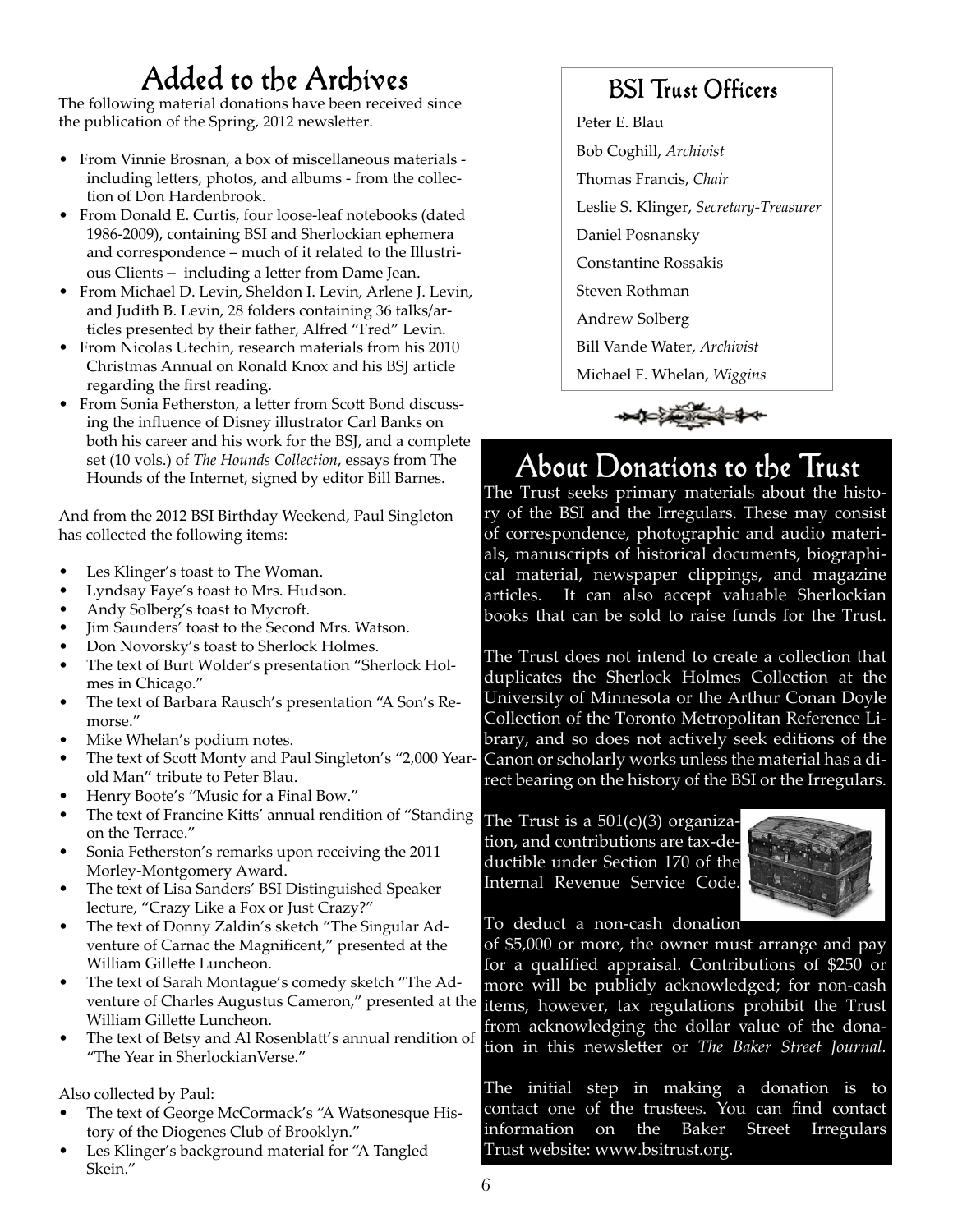# Added to the Archives

The following material donations have been received since the publication of the Spring, 2012 newsletter.

- From Vinnie Brosnan, a box of miscellaneous materials - including letters, photos, and albums - from the collection of Don Hardenbrook.
- From Donald E. Curtis, four loose-leaf notebooks (dated 1986-2009), containing BSI and Sherlockian ephemera and correspondence – much of it related to the Illustrious Clients – including a letter from Dame Jean.
- From Michael D. Levin, Sheldon I. Levin, Arlene J. Levin, and Judith B. Levin, 28 folders containing 36 talks/articles presented by their father, Alfred "Fred" Levin.
- From Nicolas Utechin, research materials from his 2010 Christmas Annual on Ronald Knox and his BSJ article regarding the first reading.
- From Sonia Fetherston, a letter from Scott Bond discussing the influence of Disney illustrator Carl Banks on both his career and his work for the BSJ, and a complete set (10 vols.) of *The Hounds Collection*, essays from The Hounds of the Internet, signed by editor Bill Barnes.

And from the 2012 BSI Birthday Weekend, Paul Singleton has collected the following items:

- Les Klinger's toast to The Woman.
- Lyndsay Faye's toast to Mrs. Hudson.
- Andy Solberg's toast to Mycroft.
- Jim Saunders' toast to the Second Mrs. Watson.
- Don Novorsky's toast to Sherlock Holmes.
- The text of Burt Wolder's presentation "Sherlock Holmes in Chicago."
- The text of Barbara Rausch's presentation "A Son's Remorse."
- Mike Whelan's podium notes.
- The text of Scott Monty and Paul Singleton's "2,000 Year-old Man" tribute to Peter Blau.
- Henry Boote's "Music for a Final Bow."
- The text of Francine Kitts' annual rendition of "Standing on the Terrace."
- Sonia Fetherston's remarks upon receiving the 2011 Morley-Montgomery Award.
- The text of Lisa Sanders' BSI Distinguished Speaker lecture, "Crazy Like a Fox or Just Crazy?"
- The text of Donny Zaldin's sketch "The Singular Adventure of Carnac the Magnificent," presented at the William Gillette Luncheon.
- The text of Sarah Montague's comedy sketch "The Adventure of Charles Augustus Cameron," presented at the William Gillette Luncheon.
- The text of Betsy and Al Rosenblatt's annual rendition of "The Year in SherlockianVerse."

Also collected by Paul:

- The text of George McCormack's "A Watsonesque History of the Diogenes Club of Brooklyn."
- Les Klinger's background material for "A Tangled Skein."

## BSI Trust Officers

Peter E. Blau

Bob Coghill, *Archivist*

Thomas Francis, *Chair*

Leslie S. Klinger, *Secretary-Treasurer*

Daniel Posnansky

Constantine Rossakis

Steven Rothman

Andrew Solberg

Bill Vande Water, *Archivist*

Michael F. Whelan, *Wiggins*

# About Donations to the Trust

The Trust seeks primary materials about the history of the BSI and the Irregulars. These may consist of correspondence, photographic and audio materials, manuscripts of historical documents, biographical material, newspaper clippings, and magazine articles. It can also accept valuable Sherlockian books that can be sold to raise funds for the Trust.

The Trust does not intend to create a collection that duplicates the Sherlock Holmes Collection at the University of Minnesota or the Arthur Conan Doyle Collection of the Toronto Metropolitan Reference Library, and so does not actively seek editions of the Canon or scholarly works unless the material has a direct bearing on the history of the BSI or the Irregulars.

The Trust is a 501(c)(3) organization, and contributions are tax-deductible under Section 170 of the Internal Revenue Service Code. To deduct a non-cash donation of $5,000 or more, the owner must arrange and pay for a qualified appraisal. Contributions of $250 or more will be publicly acknowledged; for non-cash items, however, tax regulations prohibit the Trust from acknowledging the dollar value of the donation in this newsletter or *The Baker Street Journal.*

The initial step in making a donation is to contact one of the trustees. You can find contact information on the Baker Street Irregulars Trust website: www.bsitrust.org.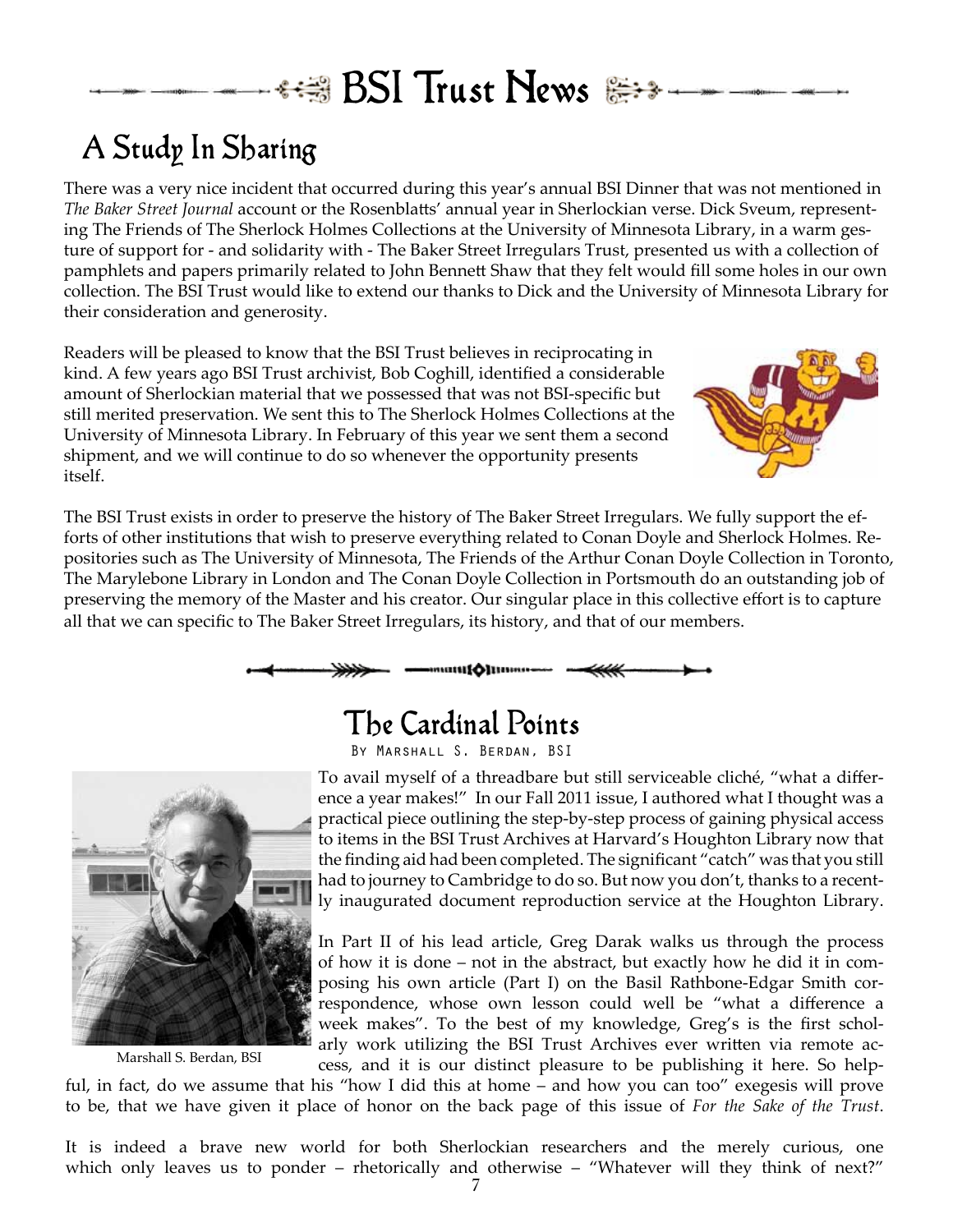# BSI Trust News

## A Study In Sharing

There was a very nice incident that occurred during this year's annual BSI Dinner that was not mentioned in *The Baker Street Journal* account or the Rosenblatts' annual year in Sherlockian verse. Dick Sveum, representing The Friends of The Sherlock Holmes Collections at the University of Minnesota Library, in a warm gesture of support for - and solidarity with - The Baker Street Irregulars Trust, presented us with a collection of pamphlets and papers primarily related to John Bennett Shaw that they felt would fill some holes in our own collection. The BSI Trust would like to extend our thanks to Dick and the University of Minnesota Library for their consideration and generosity.

Readers will be pleased to know that the BSI Trust believes in reciprocating in kind. A few years ago BSI Trust archivist, Bob Coghill, identified a considerable amount of Sherlockian material that we possessed that was not BSI-specific but still merited preservation. We sent this to The Sherlock Holmes Collections at the University of Minnesota Library. In February of this year we sent them a second shipment, and we will continue to do so whenever the opportunity presents itself.

The BSI Trust exists in order to preserve the history of The Baker Street Irregulars. We fully support the efforts of other institutions that wish to preserve everything related to Conan Doyle and Sherlock Holmes. Repositories such as The University of Minnesota, The Friends of the Arthur Conan Doyle Collection in Toronto, The Marylebone Library in London and The Conan Doyle Collection in Portsmouth do an outstanding job of preserving the memory of the Master and his creator. Our singular place in this collective effort is to capture all that we can specific to The Baker Street Irregulars, its history, and that of our members.

## The Cardinal Points

By Marshall S. Berdan, BSI

Marshall S. Berdan, BSI

To avail myself of a threadbare but still serviceable cliché, "what a difference a year makes!" In our Fall 2011 issue, I authored what I thought was a practical piece outlining the step-by-step process of gaining physical access to items in the BSI Trust Archives at Harvard's Houghton Library now that the finding aid had been completed. The significant "catch" was that you still had to journey to Cambridge to do so. But now you don't, thanks to a recently inaugurated document reproduction service at the Houghton Library.

In Part II of his lead article, Greg Darak walks us through the process of how it is done – not in the abstract, but exactly how he did it in composing his own article (Part I) on the Basil Rathbone-Edgar Smith correspondence, whose own lesson could well be "what a difference a week makes". To the best of my knowledge, Greg's is the first scholarly work utilizing the BSI Trust Archives ever written via remote access, and it is our distinct pleasure to be publishing it here. So helpful, in fact, do we assume that his "how I did this at home – and how you can too" exegesis will prove to be, that we have given it place of honor on the back page of this issue of *For the Sake of the Trust*.

It is indeed a brave new world for both Sherlockian researchers and the merely curious, one which only leaves us to ponder – rhetorically and otherwise – "Whatever will they think of next?"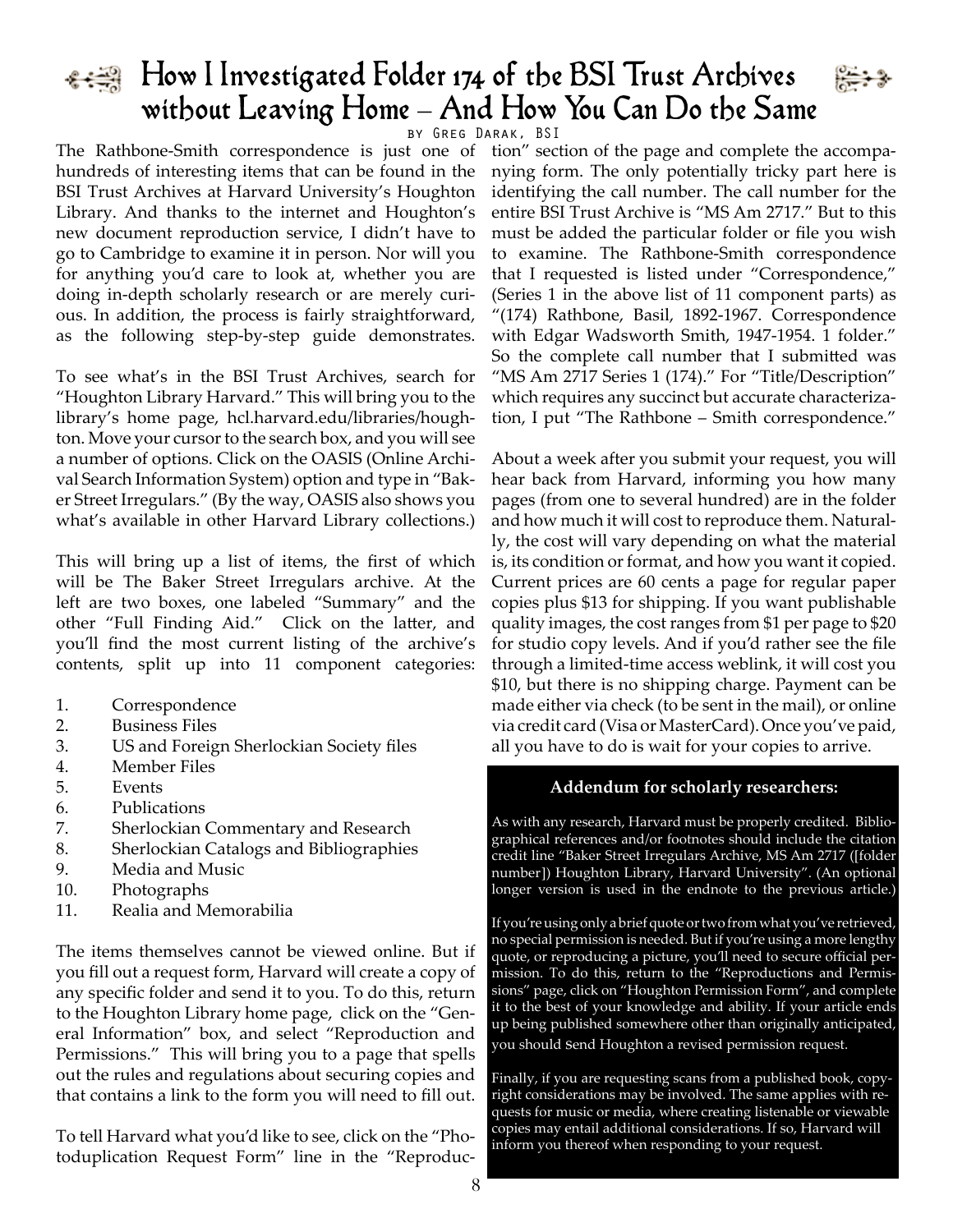# How I Investigated Folder 174 of the BSI Trust Archives without Leaving Home – And How You Can Do the Same

by Greg Darak, BSI

The Rathbone-Smith correspondence is just one of hundreds of interesting items that can be found in the BSI Trust Archives at Harvard University's Houghton Library. And thanks to the internet and Houghton's new document reproduction service, I didn't have to go to Cambridge to examine it in person. Nor will you for anything you'd care to look at, whether you are doing in-depth scholarly research or are merely curious. In addition, the process is fairly straightforward, as the following step-by-step guide demonstrates.

To see what's in the BSI Trust Archives, search for "Houghton Library Harvard." This will bring you to the library's home page, hcl.harvard.edu/libraries/houghton. Move your cursor to the search box, and you will see a number of options. Click on the OASIS (Online Archival Search Information System) option and type in "Baker Street Irregulars." (By the way, OASIS also shows you what's available in other Harvard Library collections.)

This will bring up a list of items, the first of which will be The Baker Street Irregulars archive. At the left are two boxes, one labeled "Summary" and the other "Full Finding Aid." Click on the latter, and you'll find the most current listing of the archive's contents, split up into 11 component categories:

1. Correspondence
2. Business Files
3. US and Foreign Sherlockian Society files
4. Member Files
5. Events
6. Publications
7. Sherlockian Commentary and Research
8. Sherlockian Catalogs and Bibliographies
9. Media and Music
10. Photographs
11. Realia and Memorabilia

The items themselves cannot be viewed online. But if you fill out a request form, Harvard will create a copy of any specific folder and send it to you. To do this, return to the Houghton Library home page, click on the "General Information" box, and select "Reproduction and Permissions." This will bring you to a page that spells out the rules and regulations about securing copies and that contains a link to the form you will need to fill out.

To tell Harvard what you'd like to see, click on the "Photoduplication Request Form" line in the "Reproduction" section of the page and complete the accompanying form. The only potentially tricky part here is identifying the call number. The call number for the entire BSI Trust Archive is "MS Am 2717." But to this must be added the particular folder or file you wish to examine. The Rathbone-Smith correspondence that I requested is listed under "Correspondence," (Series 1 in the above list of 11 component parts) as "(174) Rathbone, Basil, 1892-1967. Correspondence with Edgar Wadsworth Smith, 1947-1954. 1 folder." So the complete call number that I submitted was "MS Am 2717 Series 1 (174)." For "Title/Description" which requires any succinct but accurate characterization, I put "The Rathbone – Smith correspondence."

About a week after you submit your request, you will hear back from Harvard, informing you how many pages (from one to several hundred) are in the folder and how much it will cost to reproduce them. Naturally, the cost will vary depending on what the material is, its condition or format, and how you want it copied. Current prices are 60 cents a page for regular paper copies plus $13 for shipping. If you want publishable quality images, the cost ranges from $1 per page to $20 for studio copy levels. And if you'd rather see the file through a limited-time access weblink, it will cost you $10, but there is no shipping charge. Payment can be made either via check (to be sent in the mail), or online via credit card (Visa or MasterCard). Once you've paid, all you have to do is wait for your copies to arrive.

**Addendum for scholarly researchers:**

As with any research, Harvard must be properly credited. Bibliographical references and/or footnotes should include the citation credit line "Baker Street Irregulars Archive, MS Am 2717 ([folder number]) Houghton Library, Harvard University". (An optional longer version is used in the endnote to the previous article.)

If you're using only a brief quote or two from what you've retrieved, no special permission is needed. But if you're using a more lengthy quote, or reproducing a picture, you'll need to secure official permission. To do this, return to the "Reproductions and Permissions" page, click on "Houghton Permission Form", and complete it to the best of your knowledge and ability. If your article ends up being published somewhere other than originally anticipated, you should send Houghton a revised permission request.

Finally, if you are requesting scans from a published book, copyright considerations may be involved. The same applies with requests for music or media, where creating listenable or viewable copies may entail additional considerations. If so, Harvard will inform you thereof when responding to your request.